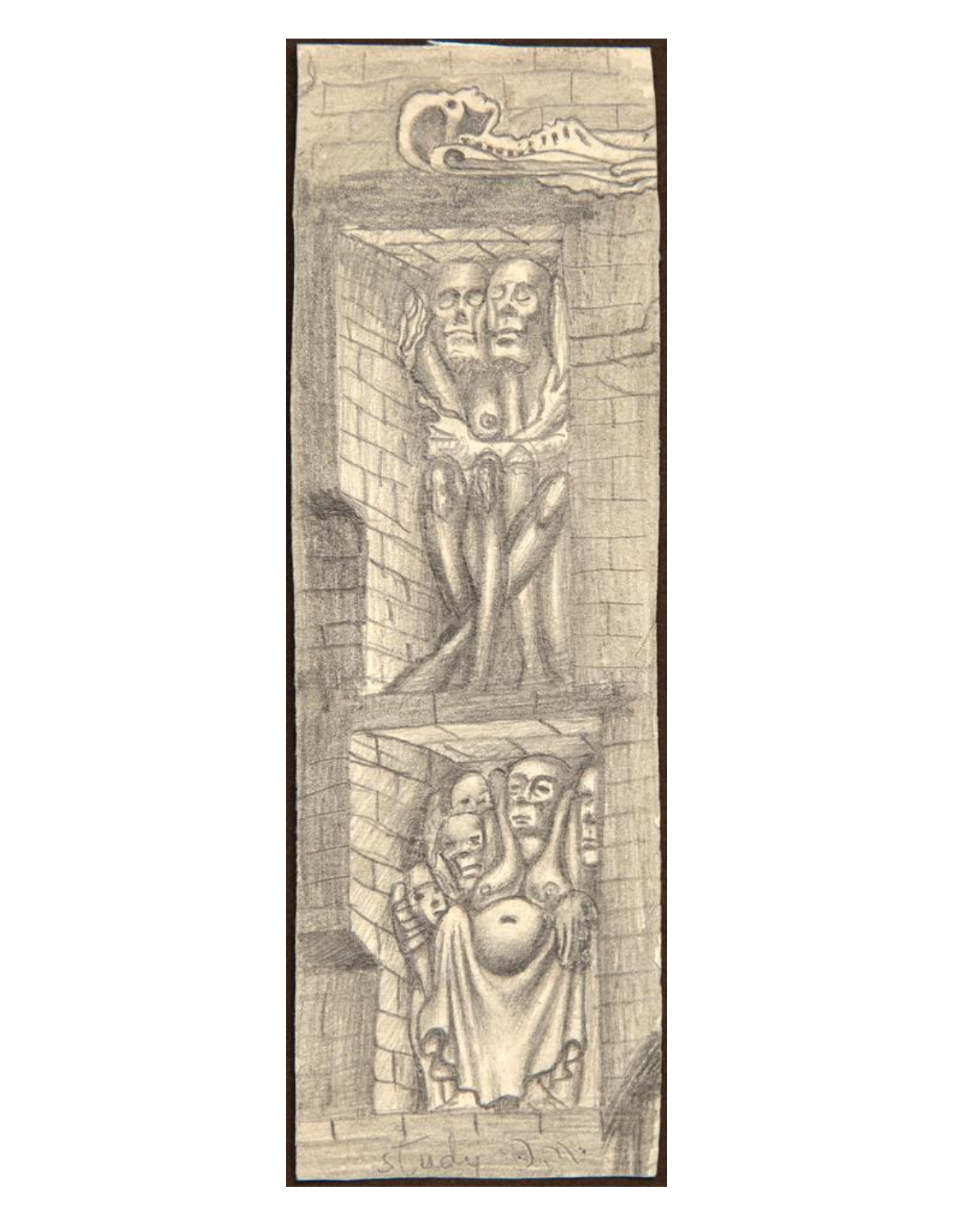study D.M.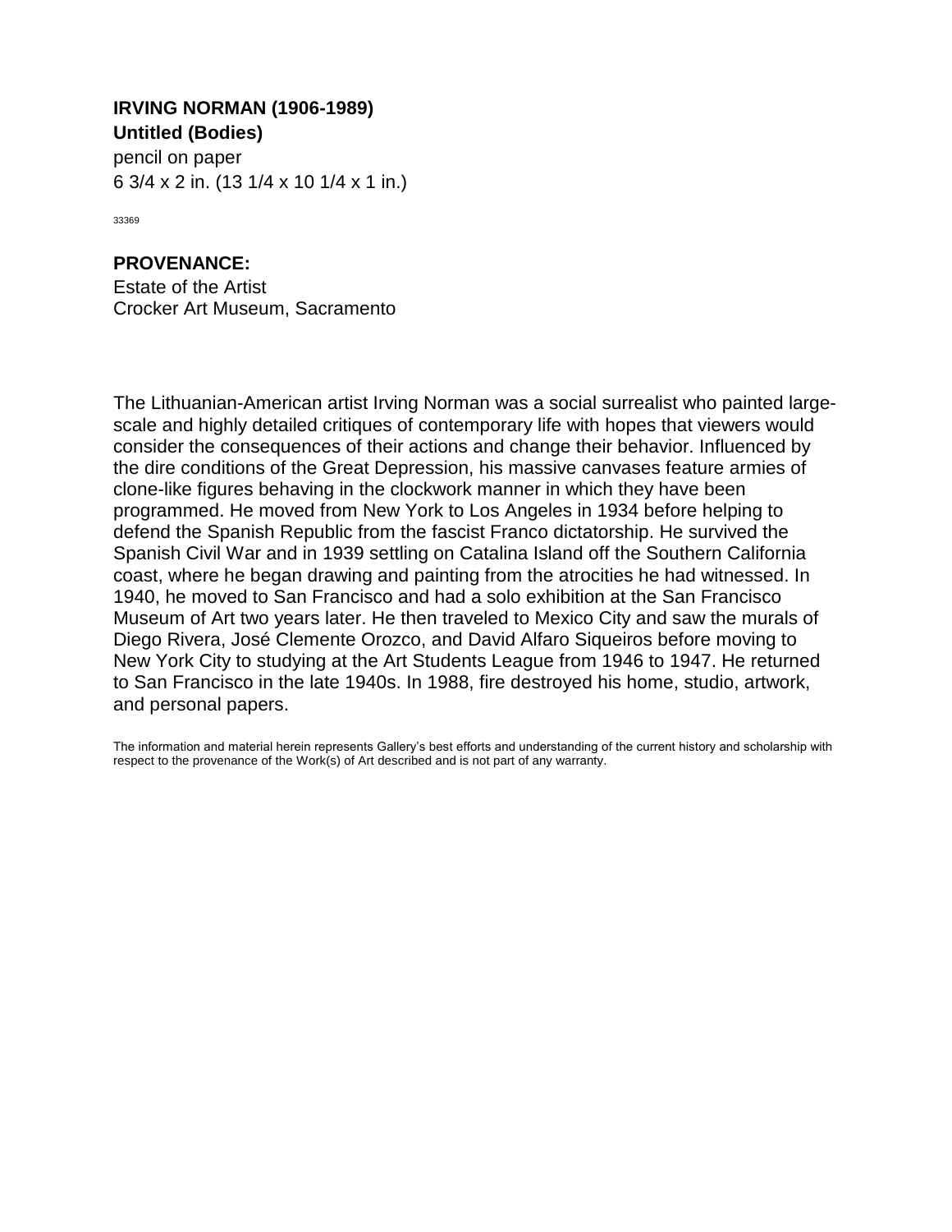**IRVING NORMAN (1906-1989)**
**Untitled (Bodies)**
pencil on paper
6 3/4 x 2 in. (13 1/4 x 10 1/4 x 1 in.)

33369

**PROVENANCE:**
Estate of the Artist
Crocker Art Museum, Sacramento

The Lithuanian-American artist Irving Norman was a social surrealist who painted large-scale and highly detailed critiques of contemporary life with hopes that viewers would consider the consequences of their actions and change their behavior. Influenced by the dire conditions of the Great Depression, his massive canvases feature armies of clone-like figures behaving in the clockwork manner in which they have been programmed. He moved from New York to Los Angeles in 1934 before helping to defend the Spanish Republic from the fascist Franco dictatorship. He survived the Spanish Civil War and in 1939 settling on Catalina Island off the Southern California coast, where he began drawing and painting from the atrocities he had witnessed. In 1940, he moved to San Francisco and had a solo exhibition at the San Francisco Museum of Art two years later. He then traveled to Mexico City and saw the murals of Diego Rivera, José Clemente Orozco, and David Alfaro Siqueiros before moving to New York City to studying at the Art Students League from 1946 to 1947. He returned to San Francisco in the late 1940s. In 1988, fire destroyed his home, studio, artwork, and personal papers.

The information and material herein represents Gallery's best efforts and understanding of the current history and scholarship with respect to the provenance of the Work(s) of Art described and is not part of any warranty.